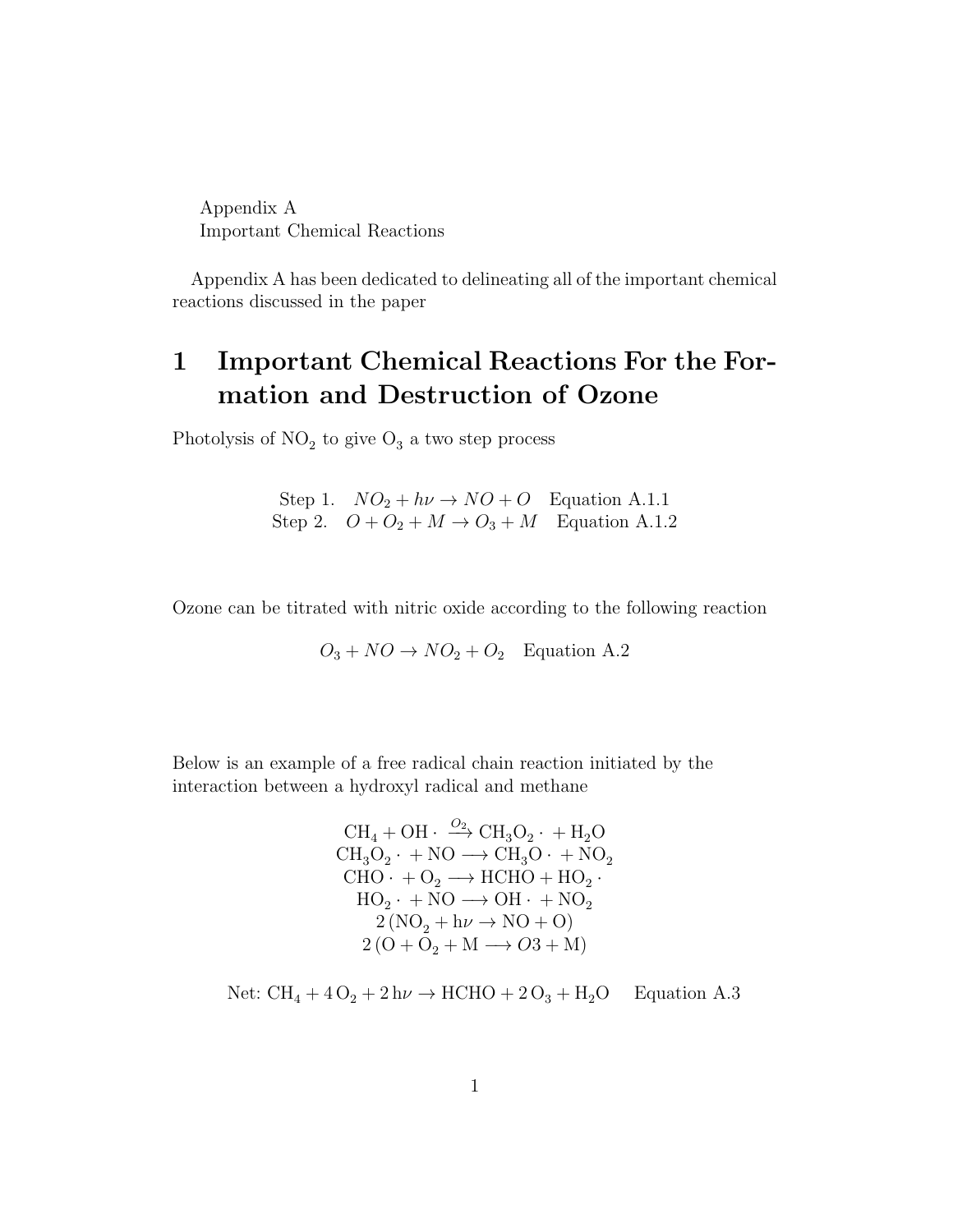Appendix A
Important Chemical Reactions

Appendix A has been dedicated to delineating all of the important chemical reactions discussed in the paper

# 1 Important Chemical Reactions For the Formation and Destruction of Ozone

Photolysis of $NO_2$ to give $O_3$ a two step process

$$\text{Step 1.} \quad NO_2 + h\nu \rightarrow NO + O \quad \text{Equation A.1.1}$$
$$\text{Step 2.} \quad O + O_2 + M \rightarrow O_3 + M \quad \text{Equation A.1.2}$$

Ozone can be titrated with nitric oxide according to the following reaction

$$O_3 + NO \rightarrow NO_2 + O_2 \quad \text{Equation A.2}$$

Below is an example of a free radical chain reaction initiated by the interaction between a hydroxyl radical and methane

$$\mathrm{CH_4 + OH\cdot \xrightarrow{O_2} CH_3O_2\cdot + H_2O}$$
$$\mathrm{CH_3O_2\cdot + NO \longrightarrow CH_3O\cdot + NO_2}$$
$$\mathrm{CHO\cdot + O_2 \longrightarrow HCHO + HO_2\cdot}$$
$$\mathrm{HO_2\cdot + NO \longrightarrow OH\cdot + NO_2}$$
$$\mathrm{2\,(NO_2 + h\nu \rightarrow NO + O)}$$
$$\mathrm{2\,(O + O_2 + M \longrightarrow} O3 \mathrm{+ M)}$$

$$\text{Net: } \mathrm{CH_4 + 4\,O_2 + 2\,h\nu \rightarrow HCHO + 2\,O_3 + H_2O} \quad \text{Equation A.3}$$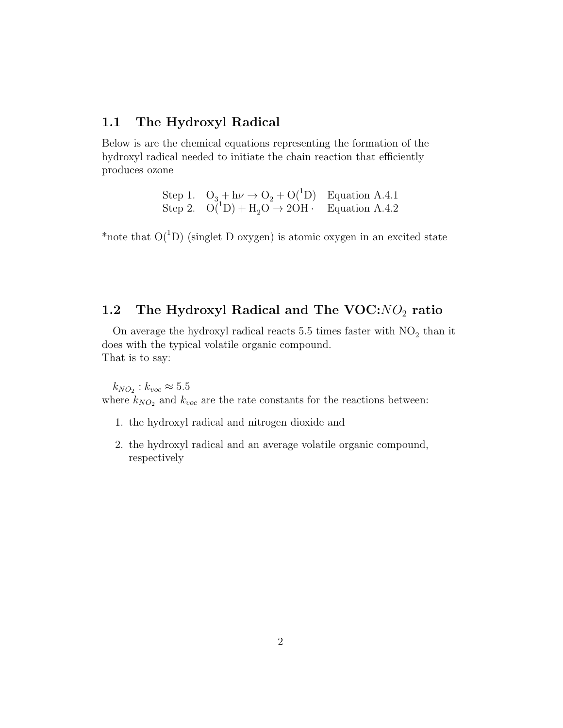## 1.1 The Hydroxyl Radical

Below is are the chemical equations representing the formation of the hydroxyl radical needed to initiate the chain reaction that efficiently produces ozone

Step 1. $O_3 + h\nu \rightarrow O_2 + O(^1D)$ Equation A.4.1
Step 2. $O(^1D) + H_2O \rightarrow 2OH \cdot$ Equation A.4.2

*note that $O(^1D)$ (singlet D oxygen) is atomic oxygen in an excited state

## 1.2 The Hydroxyl Radical and The VOC:$NO_2$ ratio

On average the hydroxyl radical reacts 5.5 times faster with $NO_2$ than it does with the typical volatile organic compound.
That is to say:

$k_{NO_2} : k_{voc} \approx 5.5$
where $k_{NO_2}$ and $k_{voc}$ are the rate constants for the reactions between:

1. the hydroxyl radical and nitrogen dioxide and
2. the hydroxyl radical and an average volatile organic compound, respectively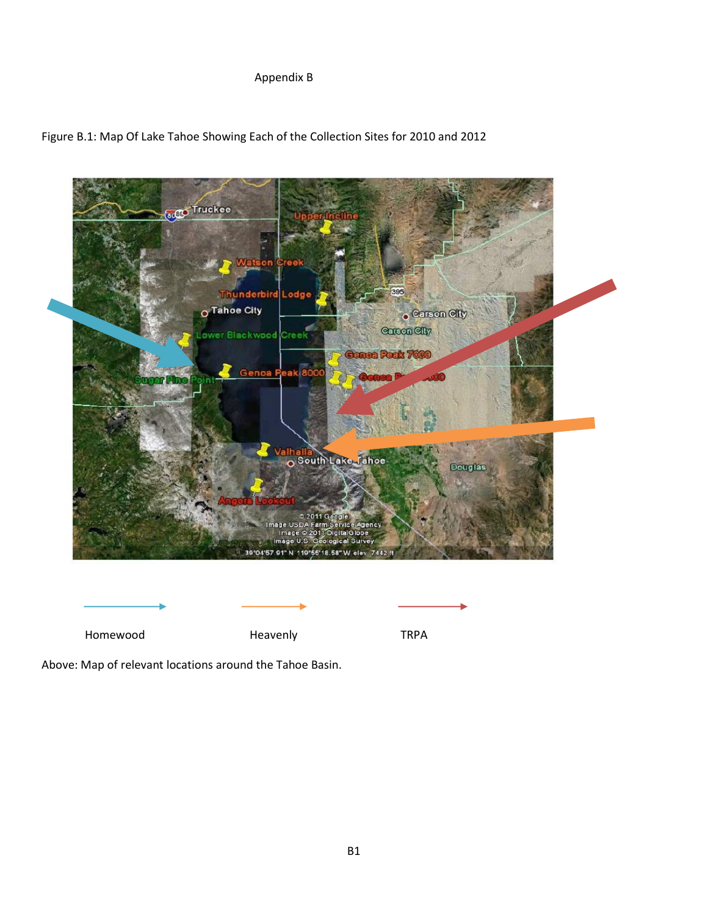# Appendix B

Figure B.1: Map Of Lake Tahoe Showing Each of the Collection Sites for 2010 and 2012

Homewood

Heavenly

TRPA

Above: Map of relevant locations around the Tahoe Basin.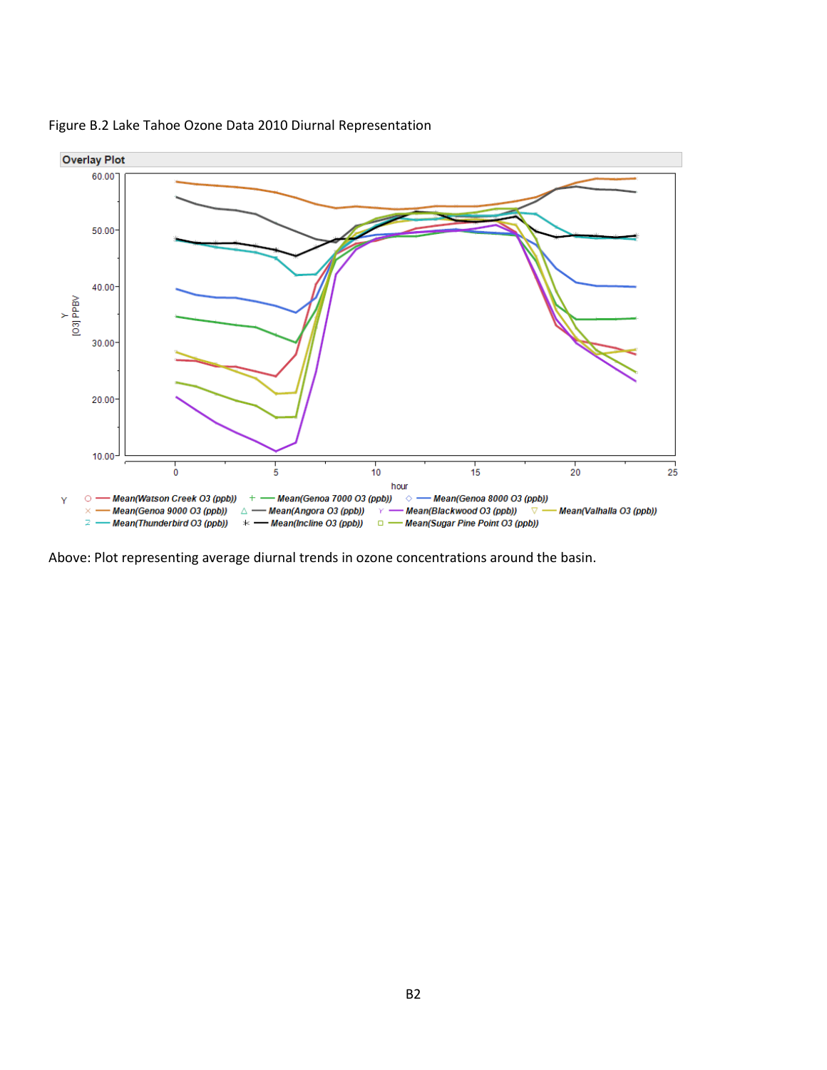Figure B.2 Lake Tahoe Ozone Data 2010 Diurnal Representation

Overlay Plot

Y [O3] PPBV

hour

Y: Mean(Watson Creek O3 (ppb)), Mean(Genoa 7000 O3 (ppb)), Mean(Genoa 8000 O3 (ppb)), Mean(Genoa 9000 O3 (ppb)), Mean(Angora O3 (ppb)), Mean(Blackwood O3 (ppb)), Mean(Valhalla O3 (ppb)), Mean(Thunderbird O3 (ppb)), Mean(Incline O3 (ppb)), Mean(Sugar Pine Point O3 (ppb))

Above: Plot representing average diurnal trends in ozone concentrations around the basin.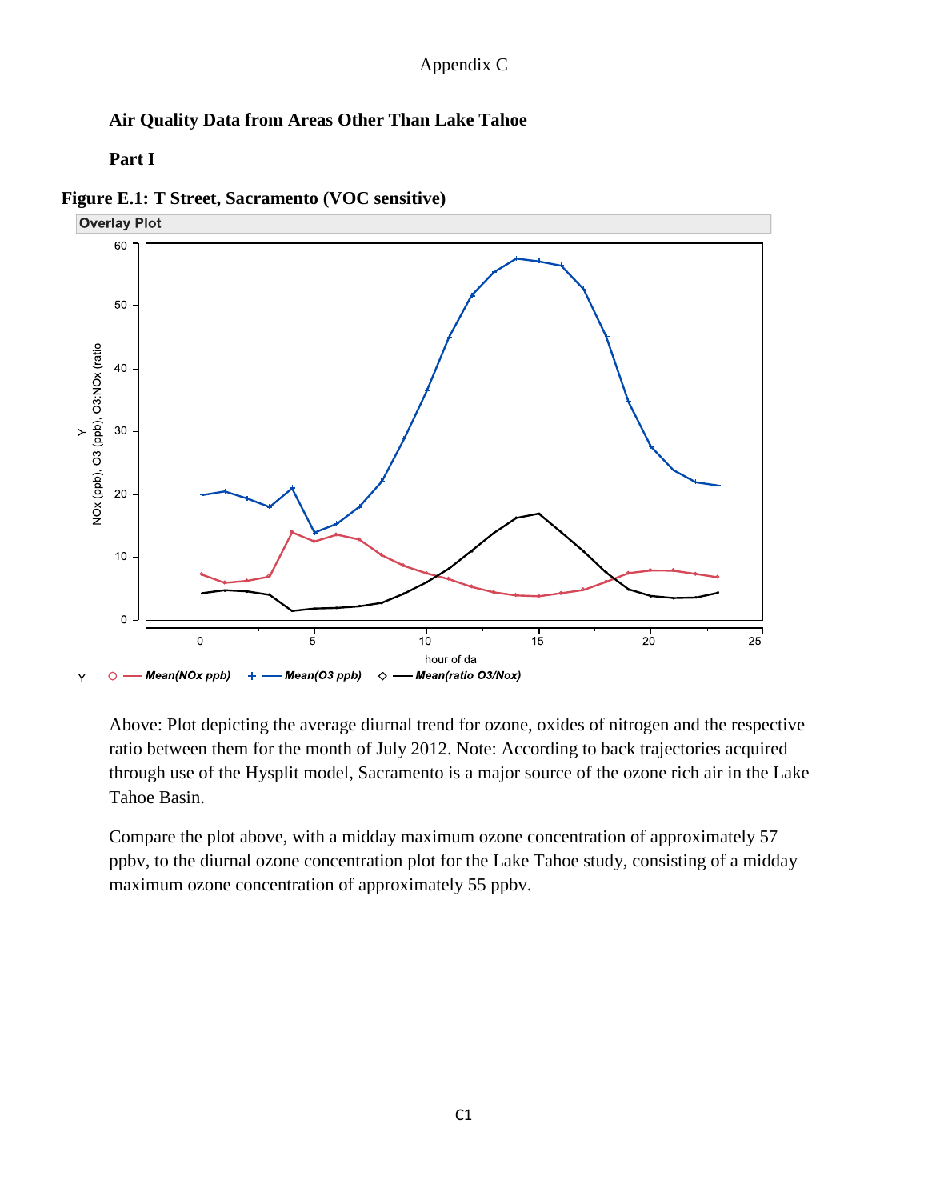Appendix C

**Air Quality Data from Areas Other Than Lake Tahoe**

**Part I**

**Figure E.1: T Street, Sacramento (VOC sensitive)**

Above: Plot depicting the average diurnal trend for ozone, oxides of nitrogen and the respective ratio between them for the month of July 2012. Note: According to back trajectories acquired through use of the Hysplit model, Sacramento is a major source of the ozone rich air in the Lake Tahoe Basin.

Compare the plot above, with a midday maximum ozone concentration of approximately 57 ppbv, to the diurnal ozone concentration plot for the Lake Tahoe study, consisting of a midday maximum ozone concentration of approximately 55 ppbv.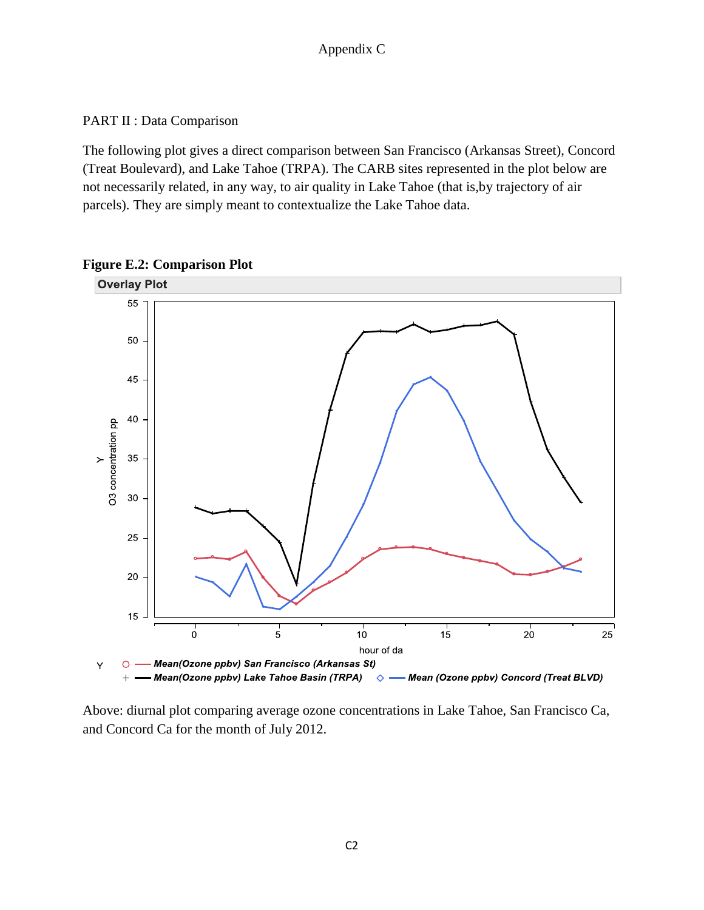Appendix C

PART II : Data Comparison

The following plot gives a direct comparison between San Francisco (Arkansas Street), Concord (Treat Boulevard), and Lake Tahoe (TRPA). The CARB sites represented in the plot below are not necessarily related, in any way, to air quality in Lake Tahoe (that is,by trajectory of air parcels). They are simply meant to contextualize the Lake Tahoe data.

**Figure E.2: Comparison Plot**

Above: diurnal plot comparing average ozone concentrations in Lake Tahoe, San Francisco Ca, and Concord Ca for the month of July 2012.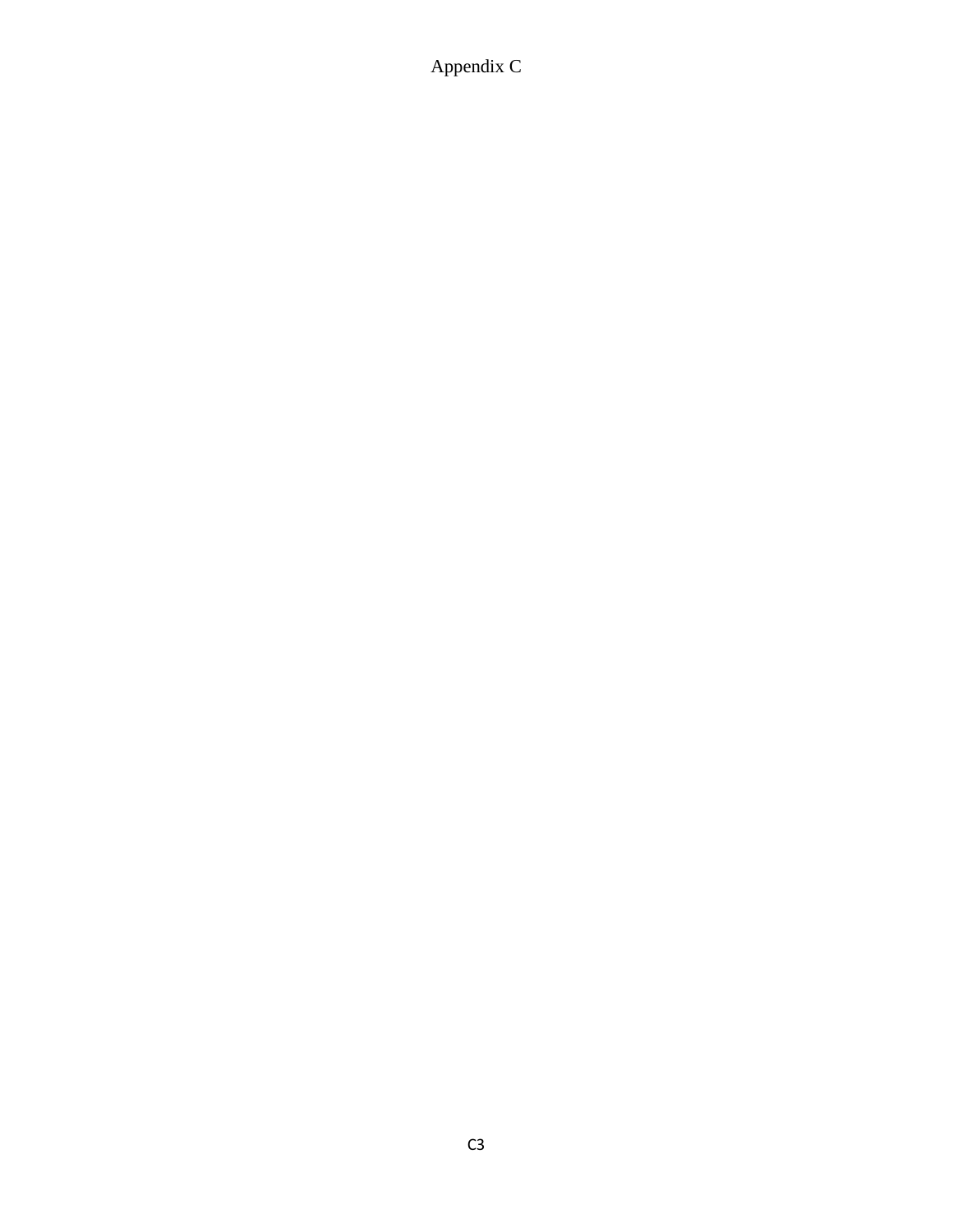Appendix C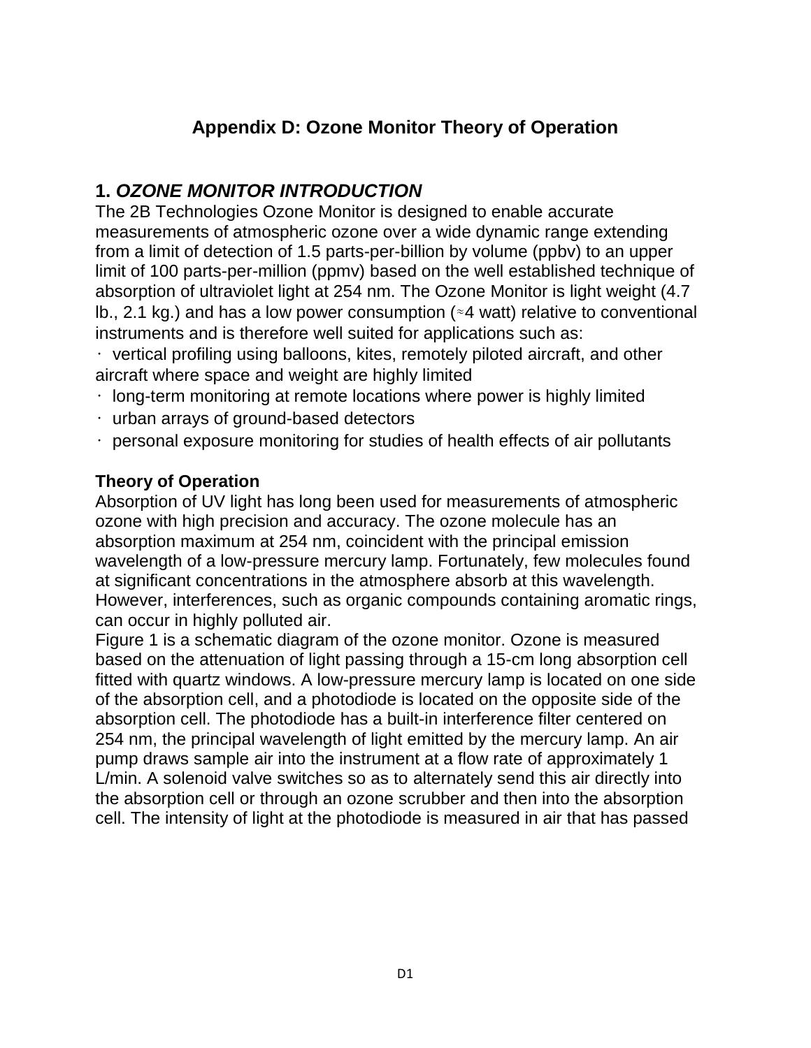# Appendix D: Ozone Monitor Theory of Operation

## 1. *OZONE MONITOR INTRODUCTION*

The 2B Technologies Ozone Monitor is designed to enable accurate measurements of atmospheric ozone over a wide dynamic range extending from a limit of detection of 1.5 parts-per-billion by volume (ppbv) to an upper limit of 100 parts-per-million (ppmv) based on the well established technique of absorption of ultraviolet light at 254 nm. The Ozone Monitor is light weight (4.7 lb., 2.1 kg.) and has a low power consumption (≈4 watt) relative to conventional instruments and is therefore well suited for applications such as:

- vertical profiling using balloons, kites, remotely piloted aircraft, and other aircraft where space and weight are highly limited
- long-term monitoring at remote locations where power is highly limited
- urban arrays of ground-based detectors
- personal exposure monitoring for studies of health effects of air pollutants

### Theory of Operation

Absorption of UV light has long been used for measurements of atmospheric ozone with high precision and accuracy. The ozone molecule has an absorption maximum at 254 nm, coincident with the principal emission wavelength of a low-pressure mercury lamp. Fortunately, few molecules found at significant concentrations in the atmosphere absorb at this wavelength. However, interferences, such as organic compounds containing aromatic rings, can occur in highly polluted air.

Figure 1 is a schematic diagram of the ozone monitor. Ozone is measured based on the attenuation of light passing through a 15-cm long absorption cell fitted with quartz windows. A low-pressure mercury lamp is located on one side of the absorption cell, and a photodiode is located on the opposite side of the absorption cell. The photodiode has a built-in interference filter centered on 254 nm, the principal wavelength of light emitted by the mercury lamp. An air pump draws sample air into the instrument at a flow rate of approximately 1 L/min. A solenoid valve switches so as to alternately send this air directly into the absorption cell or through an ozone scrubber and then into the absorption cell. The intensity of light at the photodiode is measured in air that has passed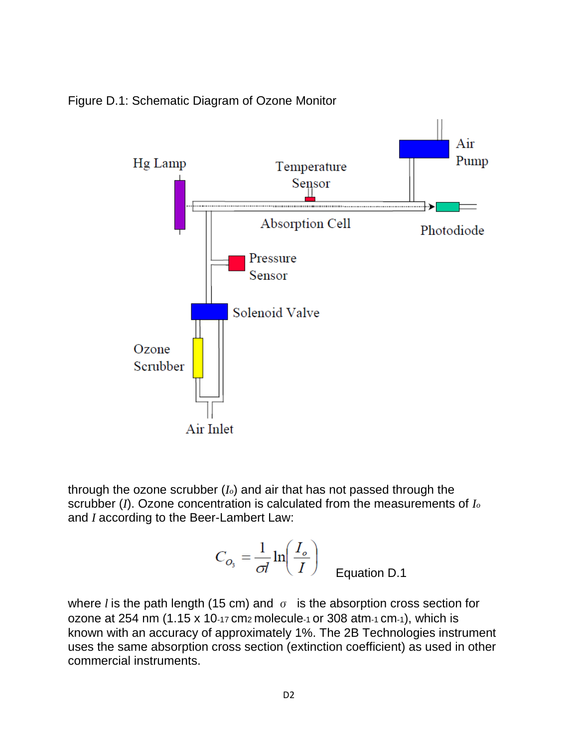Figure D.1: Schematic Diagram of Ozone Monitor

through the ozone scrubber ($I_o$) and air that has not passed through the scrubber ($I$). Ozone concentration is calculated from the measurements of $I_o$ and $I$ according to the Beer-Lambert Law:

$$C_{O_3} = \frac{1}{\sigma l} \ln\left(\frac{I_o}{I}\right) \quad \text{Equation D.1}$$

where $l$ is the path length (15 cm) and $\sigma$ is the absorption cross section for ozone at 254 nm ($1.15 \times 10^{-17}$ $cm^2$ $molecule^{-1}$ or 308 $atm^{-1}$ $cm^{-1}$), which is known with an accuracy of approximately 1%. The 2B Technologies instrument uses the same absorption cross section (extinction coefficient) as used in other commercial instruments.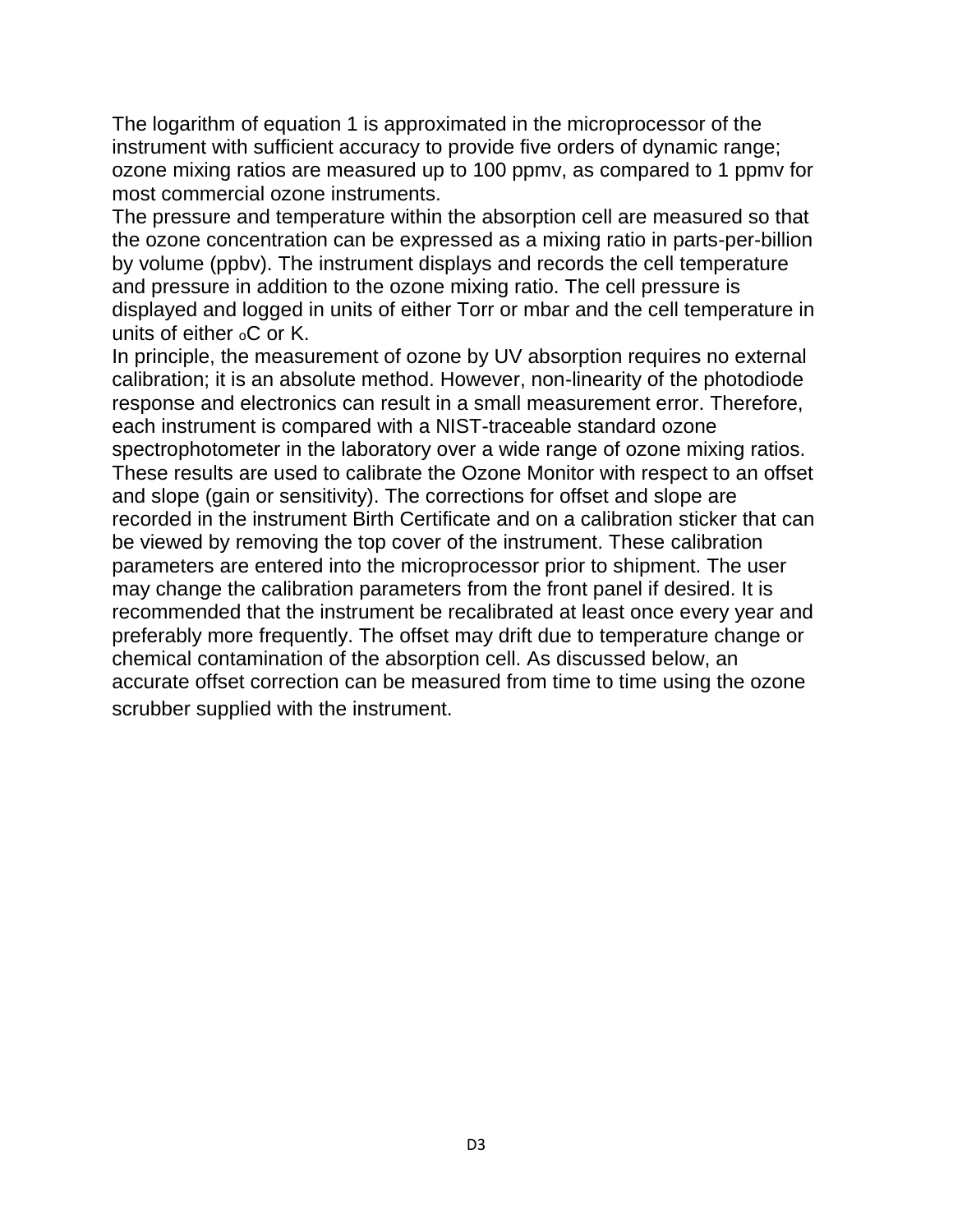The logarithm of equation 1 is approximated in the microprocessor of the instrument with sufficient accuracy to provide five orders of dynamic range; ozone mixing ratios are measured up to 100 ppmv, as compared to 1 ppmv for most commercial ozone instruments.

The pressure and temperature within the absorption cell are measured so that the ozone concentration can be expressed as a mixing ratio in parts-per-billion by volume (ppbv). The instrument displays and records the cell temperature and pressure in addition to the ozone mixing ratio. The cell pressure is displayed and logged in units of either Torr or mbar and the cell temperature in units of either $^{o}$C or K.

In principle, the measurement of ozone by UV absorption requires no external calibration; it is an absolute method. However, non-linearity of the photodiode response and electronics can result in a small measurement error. Therefore, each instrument is compared with a NIST-traceable standard ozone spectrophotometer in the laboratory over a wide range of ozone mixing ratios. These results are used to calibrate the Ozone Monitor with respect to an offset and slope (gain or sensitivity). The corrections for offset and slope are recorded in the instrument Birth Certificate and on a calibration sticker that can be viewed by removing the top cover of the instrument. These calibration parameters are entered into the microprocessor prior to shipment. The user may change the calibration parameters from the front panel if desired. It is recommended that the instrument be recalibrated at least once every year and preferably more frequently. The offset may drift due to temperature change or chemical contamination of the absorption cell. As discussed below, an accurate offset correction can be measured from time to time using the ozone scrubber supplied with the instrument.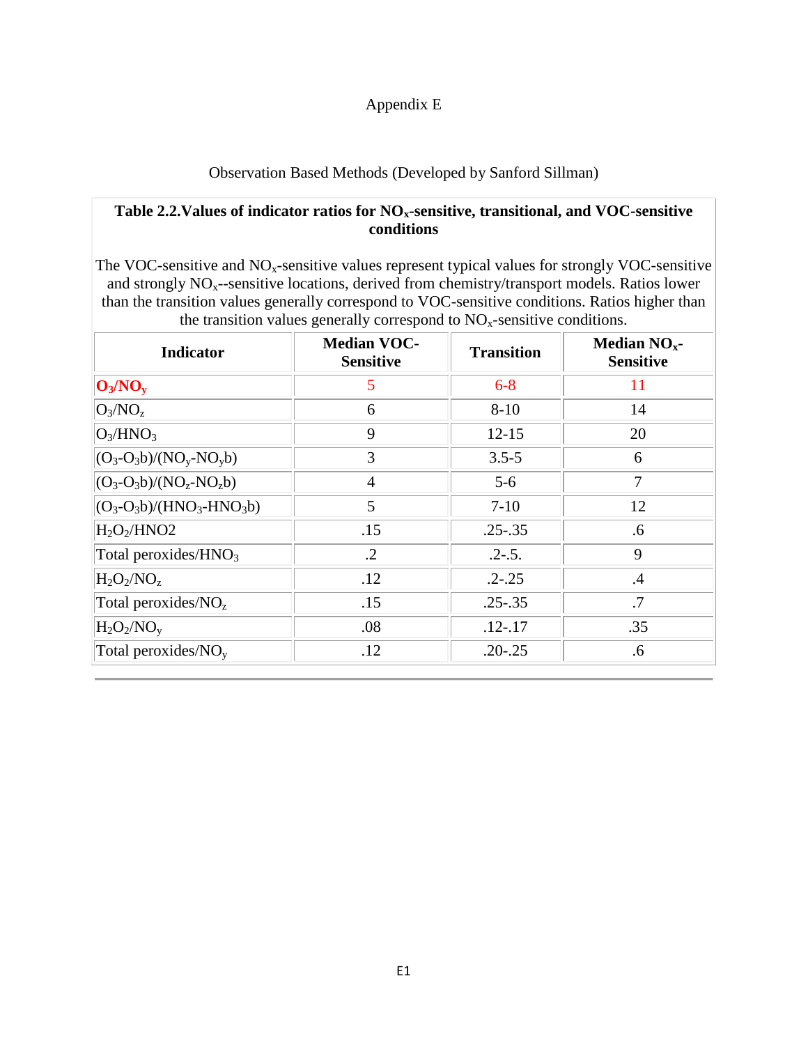# Appendix E

## Observation Based Methods (Developed by Sanford Sillman)

**Table 2.2. Values of indicator ratios for $NO_x$-sensitive, transitional, and VOC-sensitive conditions**

The VOC-sensitive and $NO_x$-sensitive values represent typical values for strongly VOC-sensitive and strongly $NO_x$--sensitive locations, derived from chemistry/transport models. Ratios lower than the transition values generally correspond to VOC-sensitive conditions. Ratios higher than the transition values generally correspond to $NO_x$-sensitive conditions.

| Indicator | Median VOC-Sensitive | Transition | Median $NO_x$-Sensitive |
|---|---|---|---|
| **$O_3/NO_y$** | 5 | 6-8 | 11 |
| $O_3/NO_z$ | 6 | 8-10 | 14 |
| $O_3/HNO_3$ | 9 | 12-15 | 20 |
| $(O_3\text{-}O_3b)/(NO_y\text{-}NO_yb)$ | 3 | 3.5-5 | 6 |
| $(O_3\text{-}O_3b)/(NO_z\text{-}NO_zb)$ | 4 | 5-6 | 7 |
| $(O_3\text{-}O_3b)/(HNO_3\text{-}HNO_3b)$ | 5 | 7-10 | 12 |
| $H_2O_2$/HNO2 | .15 | .25-.35 | .6 |
| Total peroxides/$HNO_3$ | .2 | .2-.5. | 9 |
| $H_2O_2/NO_z$ | .12 | .2-.25 | .4 |
| Total peroxides/$NO_z$ | .15 | .25-.35 | .7 |
| $H_2O_2/NO_y$ | .08 | .12-.17 | .35 |
| Total peroxides/$NO_y$ | .12 | .20-.25 | .6 |